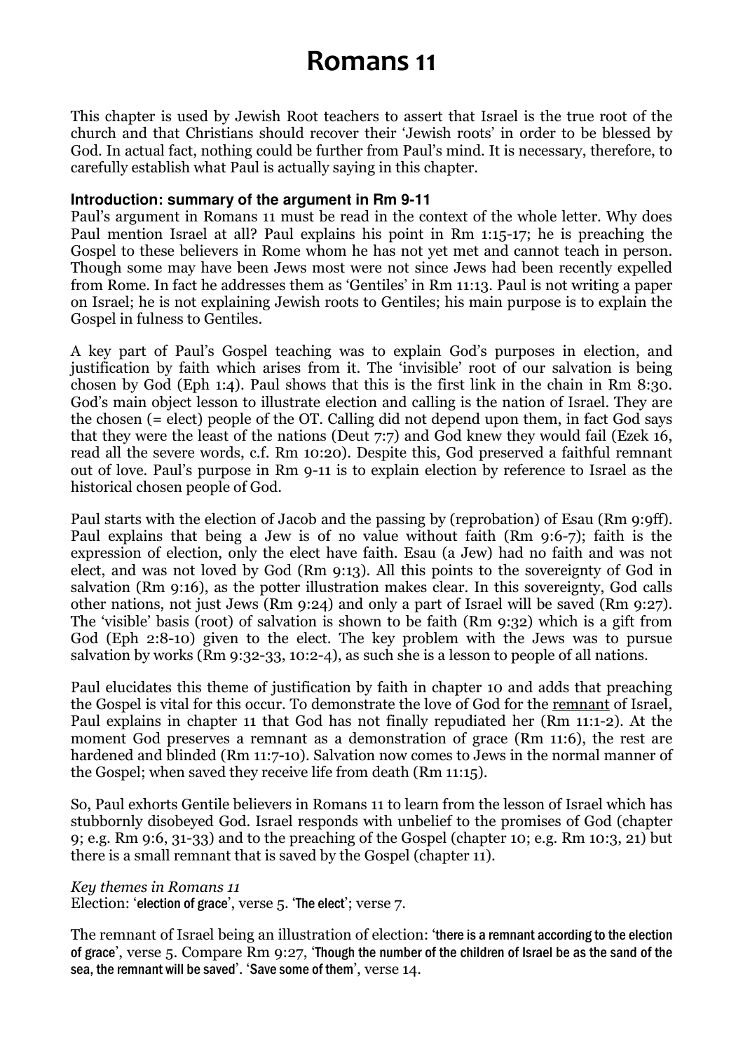# Romans 11

This chapter is used by Jewish Root teachers to assert that Israel is the true root of the church and that Christians should recover their 'Jewish roots' in order to be blessed by God. In actual fact, nothing could be further from Paul's mind. It is necessary, therefore, to carefully establish what Paul is actually saying in this chapter.

### Introduction: summary of the argument in Rm 9-11

Paul's argument in Romans 11 must be read in the context of the whole letter. Why does Paul mention Israel at all? Paul explains his point in Rm 1:15-17; he is preaching the Gospel to these believers in Rome whom he has not yet met and cannot teach in person. Though some may have been Jews most were not since Jews had been recently expelled from Rome. In fact he addresses them as 'Gentiles' in Rm 11:13. Paul is not writing a paper on Israel; he is not explaining Jewish roots to Gentiles; his main purpose is to explain the Gospel in fulness to Gentiles.

A key part of Paul's Gospel teaching was to explain God's purposes in election, and justification by faith which arises from it. The 'invisible' root of our salvation is being chosen by God (Eph 1:4). Paul shows that this is the first link in the chain in Rm 8:30. God's main object lesson to illustrate election and calling is the nation of Israel. They are the chosen (= elect) people of the OT. Calling did not depend upon them, in fact God says that they were the least of the nations (Deut 7:7) and God knew they would fail (Ezek 16, read all the severe words, c.f. Rm 10:20). Despite this, God preserved a faithful remnant out of love. Paul's purpose in Rm 9-11 is to explain election by reference to Israel as the historical chosen people of God.

Paul starts with the election of Jacob and the passing by (reprobation) of Esau (Rm 9:9ff). Paul explains that being a Jew is of no value without faith (Rm 9:6-7); faith is the expression of election, only the elect have faith. Esau (a Jew) had no faith and was not elect, and was not loved by God (Rm 9:13). All this points to the sovereignty of God in salvation (Rm 9:16), as the potter illustration makes clear. In this sovereignty, God calls other nations, not just Jews (Rm 9:24) and only a part of Israel will be saved (Rm 9:27). The 'visible' basis (root) of salvation is shown to be faith (Rm 9:32) which is a gift from God (Eph 2:8-10) given to the elect. The key problem with the Jews was to pursue salvation by works (Rm 9:32-33, 10:2-4), as such she is a lesson to people of all nations.

Paul elucidates this theme of justification by faith in chapter 10 and adds that preaching the Gospel is vital for this occur. To demonstrate the love of God for the <u>remnant</u> of Israel, Paul explains in chapter 11 that God has not finally repudiated her (Rm 11:1-2). At the moment God preserves a remnant as a demonstration of grace (Rm 11:6), the rest are hardened and blinded (Rm 11:7-10). Salvation now comes to Jews in the normal manner of the Gospel; when saved they receive life from death (Rm 11:15).

So, Paul exhorts Gentile believers in Romans 11 to learn from the lesson of Israel which has stubbornly disobeyed God. Israel responds with unbelief to the promises of God (chapter 9; e.g. Rm 9:6, 31-33) and to the preaching of the Gospel (chapter 10; e.g. Rm 10:3, 21) but there is a small remnant that is saved by the Gospel (chapter 11).

*Key themes in Romans 11*

Election: 'election of grace', verse 5. 'The elect'; verse 7.

The remnant of Israel being an illustration of election: 'there is a remnant according to the election of grace', verse 5. Compare Rm 9:27, 'Though the number of the children of Israel be as the sand of the sea, the remnant will be saved'. 'Save some of them', verse 14.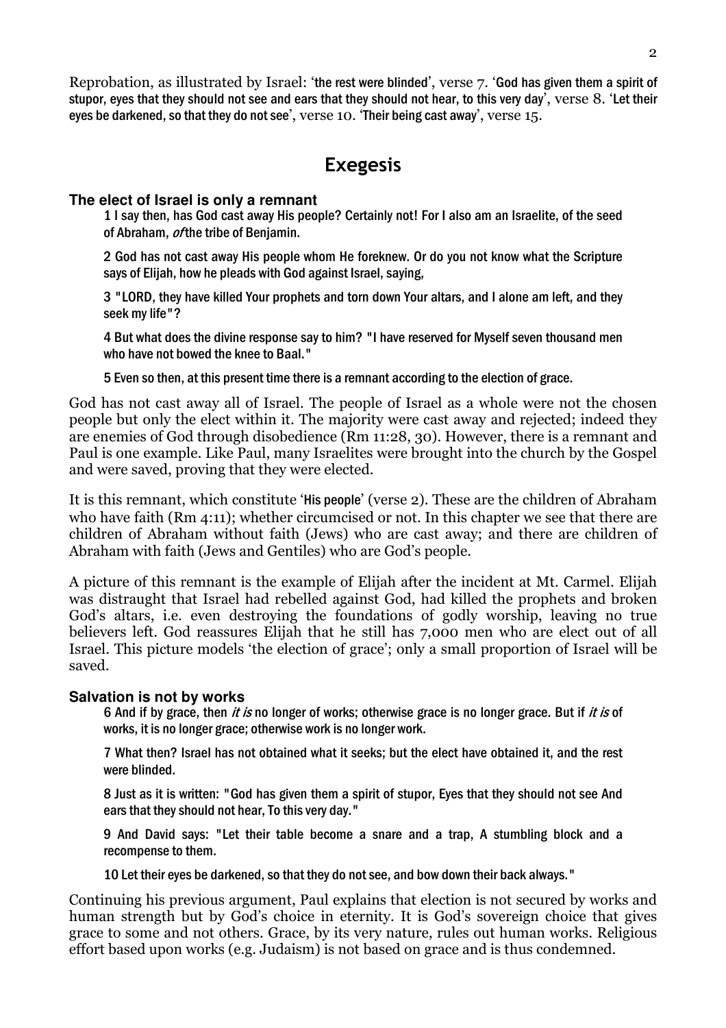Reprobation, as illustrated by Israel: 'the rest were blinded', verse 7. 'God has given them a spirit of stupor, eyes that they should not see and ears that they should not hear, to this very day', verse 8. 'Let their eyes be darkened, so that they do not see', verse 10. 'Their being cast away', verse 15.

## Exegesis

### The elect of Israel is only a remnant

> 1 I say then, has God cast away His people? Certainly not! For I also am an Israelite, of the seed of Abraham, *of* the tribe of Benjamin.
>
> 2 God has not cast away His people whom He foreknew. Or do you not know what the Scripture says of Elijah, how he pleads with God against Israel, saying,
>
> 3 "LORD, they have killed Your prophets and torn down Your altars, and I alone am left, and they seek my life"?
>
> 4 But what does the divine response say to him? "I have reserved for Myself seven thousand men who have not bowed the knee to Baal."
>
> 5 Even so then, at this present time there is a remnant according to the election of grace.

God has not cast away all of Israel. The people of Israel as a whole were not the chosen people but only the elect within it. The majority were cast away and rejected; indeed they are enemies of God through disobedience (Rm 11:28, 30). However, there is a remnant and Paul is one example. Like Paul, many Israelites were brought into the church by the Gospel and were saved, proving that they were elected.

It is this remnant, which constitute 'His people' (verse 2). These are the children of Abraham who have faith (Rm 4:11); whether circumcised or not. In this chapter we see that there are children of Abraham without faith (Jews) who are cast away; and there are children of Abraham with faith (Jews and Gentiles) who are God's people.

A picture of this remnant is the example of Elijah after the incident at Mt. Carmel. Elijah was distraught that Israel had rebelled against God, had killed the prophets and broken God's altars, i.e. even destroying the foundations of godly worship, leaving no true believers left. God reassures Elijah that he still has 7,000 men who are elect out of all Israel. This picture models 'the election of grace'; only a small proportion of Israel will be saved.

### Salvation is not by works

> 6 And if by grace, then *it is* no longer of works; otherwise grace is no longer grace. But if *it is* of works, it is no longer grace; otherwise work is no longer work.
>
> 7 What then? Israel has not obtained what it seeks; but the elect have obtained it, and the rest were blinded.
>
> 8 Just as it is written: "God has given them a spirit of stupor, Eyes that they should not see And ears that they should not hear, To this very day."
>
> 9 And David says: "Let their table become a snare and a trap, A stumbling block and a recompense to them.
>
> 10 Let their eyes be darkened, so that they do not see, and bow down their back always."

Continuing his previous argument, Paul explains that election is not secured by works and human strength but by God's choice in eternity. It is God's sovereign choice that gives grace to some and not others. Grace, by its very nature, rules out human works. Religious effort based upon works (e.g. Judaism) is not based on grace and is thus condemned.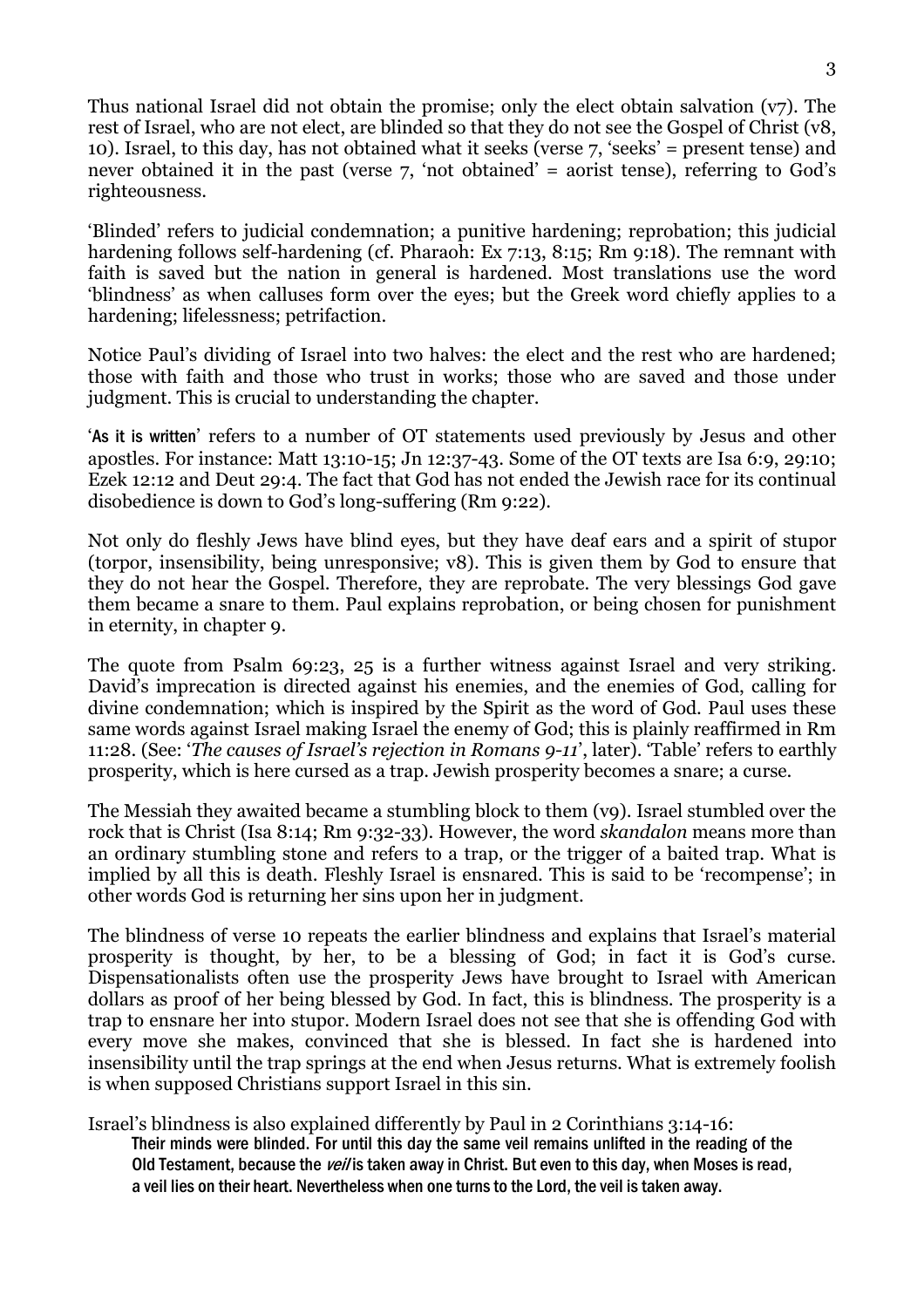Thus national Israel did not obtain the promise; only the elect obtain salvation (v7). The rest of Israel, who are not elect, are blinded so that they do not see the Gospel of Christ (v8, 10). Israel, to this day, has not obtained what it seeks (verse 7, 'seeks' = present tense) and never obtained it in the past (verse 7, 'not obtained' = aorist tense), referring to God's righteousness.

'Blinded' refers to judicial condemnation; a punitive hardening; reprobation; this judicial hardening follows self-hardening (cf. Pharaoh: Ex 7:13, 8:15; Rm 9:18). The remnant with faith is saved but the nation in general is hardened. Most translations use the word 'blindness' as when calluses form over the eyes; but the Greek word chiefly applies to a hardening; lifelessness; petrifaction.

Notice Paul's dividing of Israel into two halves: the elect and the rest who are hardened; those with faith and those who trust in works; those who are saved and those under judgment. This is crucial to understanding the chapter.

'As it is written' refers to a number of OT statements used previously by Jesus and other apostles. For instance: Matt 13:10-15; Jn 12:37-43. Some of the OT texts are Isa 6:9, 29:10; Ezek 12:12 and Deut 29:4. The fact that God has not ended the Jewish race for its continual disobedience is down to God's long-suffering (Rm 9:22).

Not only do fleshly Jews have blind eyes, but they have deaf ears and a spirit of stupor (torpor, insensibility, being unresponsive; v8). This is given them by God to ensure that they do not hear the Gospel. Therefore, they are reprobate. The very blessings God gave them became a snare to them. Paul explains reprobation, or being chosen for punishment in eternity, in chapter 9.

The quote from Psalm 69:23, 25 is a further witness against Israel and very striking. David's imprecation is directed against his enemies, and the enemies of God, calling for divine condemnation; which is inspired by the Spirit as the word of God. Paul uses these same words against Israel making Israel the enemy of God; this is plainly reaffirmed in Rm 11:28. (See: '*The causes of Israel's rejection in Romans 9-11*', later). 'Table' refers to earthly prosperity, which is here cursed as a trap. Jewish prosperity becomes a snare; a curse.

The Messiah they awaited became a stumbling block to them (v9). Israel stumbled over the rock that is Christ (Isa 8:14; Rm 9:32-33). However, the word *skandalon* means more than an ordinary stumbling stone and refers to a trap, or the trigger of a baited trap. What is implied by all this is death. Fleshly Israel is ensnared. This is said to be 'recompense'; in other words God is returning her sins upon her in judgment.

The blindness of verse 10 repeats the earlier blindness and explains that Israel's material prosperity is thought, by her, to be a blessing of God; in fact it is God's curse. Dispensationalists often use the prosperity Jews have brought to Israel with American dollars as proof of her being blessed by God. In fact, this is blindness. The prosperity is a trap to ensnare her into stupor. Modern Israel does not see that she is offending God with every move she makes, convinced that she is blessed. In fact she is hardened into insensibility until the trap springs at the end when Jesus returns. What is extremely foolish is when supposed Christians support Israel in this sin.

Israel's blindness is also explained differently by Paul in 2 Corinthians 3:14-16:

> Their minds were blinded. For until this day the same veil remains unlifted in the reading of the Old Testament, because the *veil* is taken away in Christ. But even to this day, when Moses is read, a veil lies on their heart. Nevertheless when one turns to the Lord, the veil is taken away.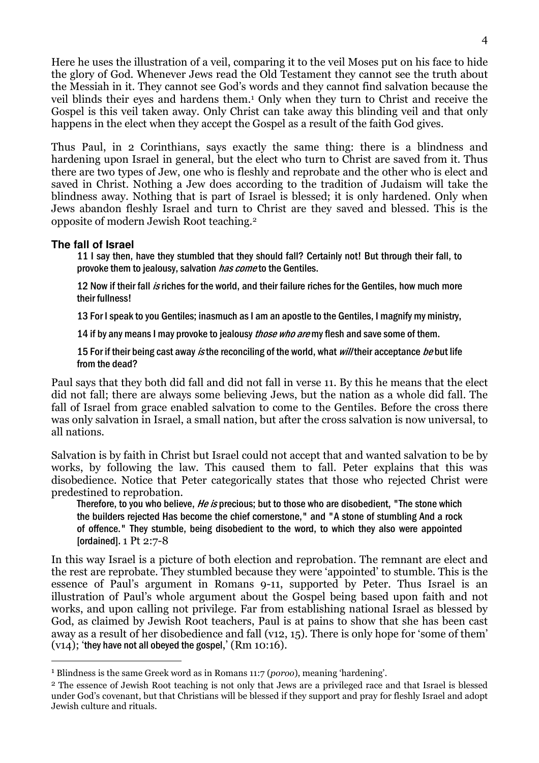Here he uses the illustration of a veil, comparing it to the veil Moses put on his face to hide the glory of God. Whenever Jews read the Old Testament they cannot see the truth about the Messiah in it. They cannot see God's words and they cannot find salvation because the veil blinds their eyes and hardens them.[1] Only when they turn to Christ and receive the Gospel is this veil taken away. Only Christ can take away this blinding veil and that only happens in the elect when they accept the Gospel as a result of the faith God gives.

Thus Paul, in 2 Corinthians, says exactly the same thing: there is a blindness and hardening upon Israel in general, but the elect who turn to Christ are saved from it. Thus there are two types of Jew, one who is fleshly and reprobate and the other who is elect and saved in Christ. Nothing a Jew does according to the tradition of Judaism will take the blindness away. Nothing that is part of Israel is blessed; it is only hardened. Only when Jews abandon fleshly Israel and turn to Christ are they saved and blessed. This is the opposite of modern Jewish Root teaching.[2]

### The fall of Israel

> 11 I say then, have they stumbled that they should fall? Certainly not! But through their fall, to provoke them to jealousy, salvation *has come* to the Gentiles.
>
> 12 Now if their fall *is* riches for the world, and their failure riches for the Gentiles, how much more their fullness!
>
> 13 For I speak to you Gentiles; inasmuch as I am an apostle to the Gentiles, I magnify my ministry,
>
> 14 if by any means I may provoke to jealousy *those who are* my flesh and save some of them.
>
> 15 For if their being cast away *is* the reconciling of the world, what *will* their acceptance *be* but life from the dead?

Paul says that they both did fall and did not fall in verse 11. By this he means that the elect did not fall; there are always some believing Jews, but the nation as a whole did fall. The fall of Israel from grace enabled salvation to come to the Gentiles. Before the cross there was only salvation in Israel, a small nation, but after the cross salvation is now universal, to all nations.

Salvation is by faith in Christ but Israel could not accept that and wanted salvation to be by works, by following the law. This caused them to fall. Peter explains that this was disobedience. Notice that Peter categorically states that those who rejected Christ were predestined to reprobation.

> Therefore, to you who believe, *He is* precious; but to those who are disobedient, "The stone which the builders rejected Has become the chief cornerstone," and "A stone of stumbling And a rock of offence." They stumble, being disobedient to the word, to which they also were appointed [ordained]. 1 Pt 2:7-8

In this way Israel is a picture of both election and reprobation. The remnant are elect and the rest are reprobate. They stumbled because they were 'appointed' to stumble. This is the essence of Paul's argument in Romans 9-11, supported by Peter. Thus Israel is an illustration of Paul's whole argument about the Gospel being based upon faith and not works, and upon calling not privilege. Far from establishing national Israel as blessed by God, as claimed by Jewish Root teachers, Paul is at pains to show that she has been cast away as a result of her disobedience and fall (v12, 15). There is only hope for 'some of them' (v14); 'they have not all obeyed the gospel,' (Rm 10:16).

---

[1] Blindness is the same Greek word as in Romans 11:7 (*poroo*), meaning 'hardening'.

[2] The essence of Jewish Root teaching is not only that Jews are a privileged race and that Israel is blessed under God's covenant, but that Christians will be blessed if they support and pray for fleshly Israel and adopt Jewish culture and rituals.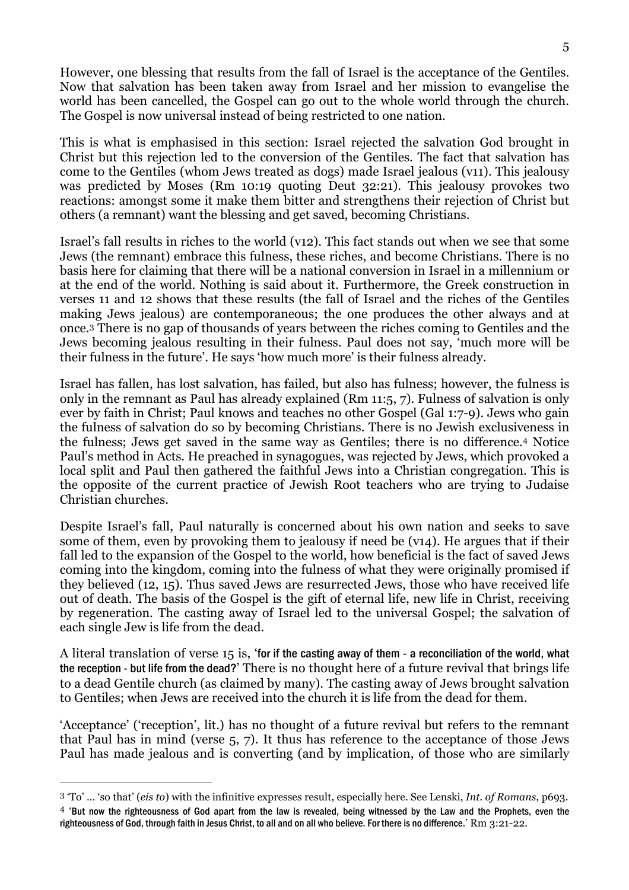However, one blessing that results from the fall of Israel is the acceptance of the Gentiles. Now that salvation has been taken away from Israel and her mission to evangelise the world has been cancelled, the Gospel can go out to the whole world through the church. The Gospel is now universal instead of being restricted to one nation.

This is what is emphasised in this section: Israel rejected the salvation God brought in Christ but this rejection led to the conversion of the Gentiles. The fact that salvation has come to the Gentiles (whom Jews treated as dogs) made Israel jealous (v11). This jealousy was predicted by Moses (Rm 10:19 quoting Deut 32:21). This jealousy provokes two reactions: amongst some it make them bitter and strengthens their rejection of Christ but others (a remnant) want the blessing and get saved, becoming Christians.

Israel's fall results in riches to the world (v12). This fact stands out when we see that some Jews (the remnant) embrace this fulness, these riches, and become Christians. There is no basis here for claiming that there will be a national conversion in Israel in a millennium or at the end of the world. Nothing is said about it. Furthermore, the Greek construction in verses 11 and 12 shows that these results (the fall of Israel and the riches of the Gentiles making Jews jealous) are contemporaneous; the one produces the other always and at once.[3] There is no gap of thousands of years between the riches coming to Gentiles and the Jews becoming jealous resulting in their fulness. Paul does not say, 'much more will be their fulness in the future'. He says 'how much more' is their fulness already.

Israel has fallen, has lost salvation, has failed, but also has fulness; however, the fulness is only in the remnant as Paul has already explained (Rm 11:5, 7). Fulness of salvation is only ever by faith in Christ; Paul knows and teaches no other Gospel (Gal 1:7-9). Jews who gain the fulness of salvation do so by becoming Christians. There is no Jewish exclusiveness in the fulness; Jews get saved in the same way as Gentiles; there is no difference.[4] Notice Paul's method in Acts. He preached in synagogues, was rejected by Jews, which provoked a local split and Paul then gathered the faithful Jews into a Christian congregation. This is the opposite of the current practice of Jewish Root teachers who are trying to Judaise Christian churches.

Despite Israel's fall, Paul naturally is concerned about his own nation and seeks to save some of them, even by provoking them to jealousy if need be (v14). He argues that if their fall led to the expansion of the Gospel to the world, how beneficial is the fact of saved Jews coming into the kingdom, coming into the fulness of what they were originally promised if they believed (12, 15). Thus saved Jews are resurrected Jews, those who have received life out of death. The basis of the Gospel is the gift of eternal life, new life in Christ, receiving by regeneration. The casting away of Israel led to the universal Gospel; the salvation of each single Jew is life from the dead.

A literal translation of verse 15 is, 'for if the casting away of them - a reconciliation of the world, what the reception - but life from the dead?' There is no thought here of a future revival that brings life to a dead Gentile church (as claimed by many). The casting away of Jews brought salvation to Gentiles; when Jews are received into the church it is life from the dead for them.

'Acceptance' ('reception', lit.) has no thought of a future revival but refers to the remnant that Paul has in mind (verse 5, 7). It thus has reference to the acceptance of those Jews Paul has made jealous and is converting (and by implication, of those who are similarly

---

[3] 'To' … 'so that' (*eis to*) with the infinitive expresses result, especially here. See Lenski, *Int. of Romans*, p693.

[4] 'But now the righteousness of God apart from the law is revealed, being witnessed by the Law and the Prophets, even the righteousness of God, through faith in Jesus Christ, to all and on all who believe. For there is no difference.' Rm 3:21-22.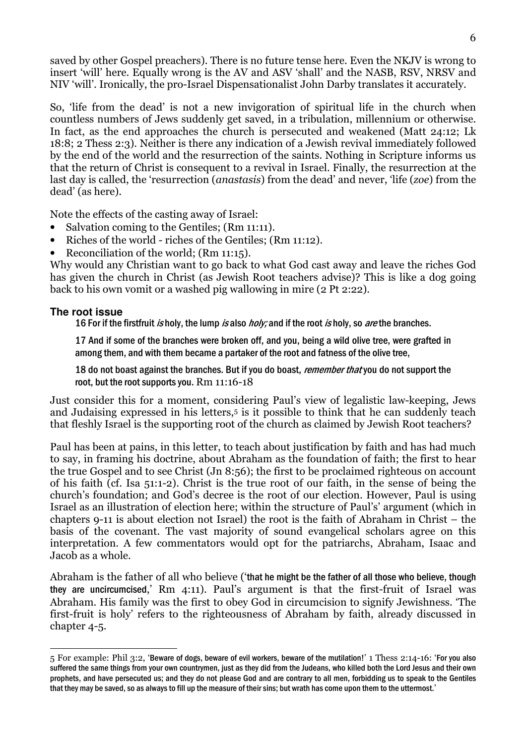saved by other Gospel preachers). There is no future tense here. Even the NKJV is wrong to insert 'will' here. Equally wrong is the AV and ASV 'shall' and the NASB, RSV, NRSV and NIV 'will'. Ironically, the pro-Israel Dispensationalist John Darby translates it accurately.

So, 'life from the dead' is not a new invigoration of spiritual life in the church when countless numbers of Jews suddenly get saved, in a tribulation, millennium or otherwise. In fact, as the end approaches the church is persecuted and weakened (Matt 24:12; Lk 18:8; 2 Thess 2:3). Neither is there any indication of a Jewish revival immediately followed by the end of the world and the resurrection of the saints. Nothing in Scripture informs us that the return of Christ is consequent to a revival in Israel. Finally, the resurrection at the last day is called, the 'resurrection (*anastasis*) from the dead' and never, 'life (*zoe*) from the dead' (as here).

Note the effects of the casting away of Israel:

- Salvation coming to the Gentiles; (Rm 11:11).
- Riches of the world - riches of the Gentiles; (Rm 11:12).
- Reconciliation of the world; (Rm 11:15).

Why would any Christian want to go back to what God cast away and leave the riches God has given the church in Christ (as Jewish Root teachers advise)? This is like a dog going back to his own vomit or a washed pig wallowing in mire (2 Pt 2:22).

### The root issue

> 16 For if the firstfruit *is* holy, the lump *is* also *holy;* and if the root *is* holy, so *are* the branches.
>
> 17 And if some of the branches were broken off, and you, being a wild olive tree, were grafted in among them, and with them became a partaker of the root and fatness of the olive tree,
>
> 18 do not boast against the branches. But if you do boast, *remember that* you do not support the root, but the root supports you. Rm 11:16-18

Just consider this for a moment, considering Paul's view of legalistic law-keeping, Jews and Judaising expressed in his letters,[5] is it possible to think that he can suddenly teach that fleshly Israel is the supporting root of the church as claimed by Jewish Root teachers?

Paul has been at pains, in this letter, to teach about justification by faith and has had much to say, in framing his doctrine, about Abraham as the foundation of faith; the first to hear the true Gospel and to see Christ (Jn 8:56); the first to be proclaimed righteous on account of his faith (cf. Isa 51:1-2). Christ is the true root of our faith, in the sense of being the church's foundation; and God's decree is the root of our election. However, Paul is using Israel as an illustration of election here; within the structure of Paul's' argument (which in chapters 9-11 is about election not Israel) the root is the faith of Abraham in Christ – the basis of the covenant. The vast majority of sound evangelical scholars agree on this interpretation. A few commentators would opt for the patriarchs, Abraham, Isaac and Jacob as a whole.

Abraham is the father of all who believe ('that he might be the father of all those who believe, though they are uncircumcised,' Rm 4:11). Paul's argument is that the first-fruit of Israel was Abraham. His family was the first to obey God in circumcision to signify Jewishness. 'The first-fruit is holy' refers to the righteousness of Abraham by faith, already discussed in chapter 4-5.

---

[5] For example: Phil 3:2, 'Beware of dogs, beware of evil workers, beware of the mutilation!' 1 Thess 2:14-16: 'For you also suffered the same things from your own countrymen, just as they did from the Judeans, who killed both the Lord Jesus and their own prophets, and have persecuted us; and they do not please God and are contrary to all men, forbidding us to speak to the Gentiles that they may be saved, so as always to fill up the measure of their sins; but wrath has come upon them to the uttermost.'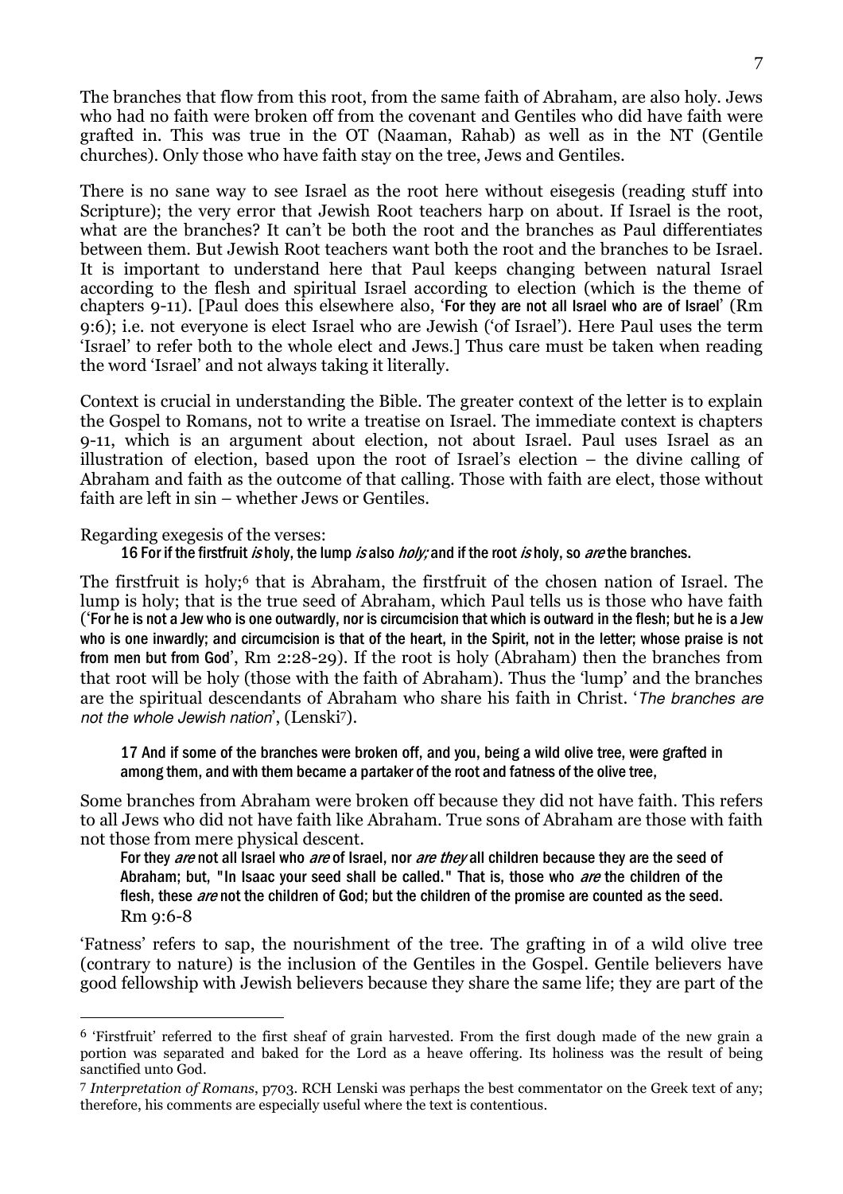The branches that flow from this root, from the same faith of Abraham, are also holy. Jews who had no faith were broken off from the covenant and Gentiles who did have faith were grafted in. This was true in the OT (Naaman, Rahab) as well as in the NT (Gentile churches). Only those who have faith stay on the tree, Jews and Gentiles.

There is no sane way to see Israel as the root here without eisegesis (reading stuff into Scripture); the very error that Jewish Root teachers harp on about. If Israel is the root, what are the branches? It can't be both the root and the branches as Paul differentiates between them. But Jewish Root teachers want both the root and the branches to be Israel. It is important to understand here that Paul keeps changing between natural Israel according to the flesh and spiritual Israel according to election (which is the theme of chapters 9-11). [Paul does this elsewhere also, '**For they are not all Israel who are of Israel**' (Rm 9:6); i.e. not everyone is elect Israel who are Jewish ('of Israel'). Here Paul uses the term 'Israel' to refer both to the whole elect and Jews.] Thus care must be taken when reading the word 'Israel' and not always taking it literally.

Context is crucial in understanding the Bible. The greater context of the letter is to explain the Gospel to Romans, not to write a treatise on Israel. The immediate context is chapters 9-11, which is an argument about election, not about Israel. Paul uses Israel as an illustration of election, based upon the root of Israel's election – the divine calling of Abraham and faith as the outcome of that calling. Those with faith are elect, those without faith are left in sin – whether Jews or Gentiles.

Regarding exegesis of the verses:

> **16 For if the firstfruit *is* holy, the lump *is* also *holy;* and if the root *is* holy, so *are* the branches.**

The firstfruit is holy;[6] that is Abraham, the firstfruit of the chosen nation of Israel. The lump is holy; that is the true seed of Abraham, which Paul tells us is those who have faith ('**For he is not a Jew who is one outwardly, nor is circumcision that which is outward in the flesh; but he is a Jew who is one inwardly; and circumcision is that of the heart, in the Spirit, not in the letter; whose praise is not from men but from God**', Rm 2:28-29). If the root is holy (Abraham) then the branches from that root will be holy (those with the faith of Abraham). Thus the 'lump' and the branches are the spiritual descendants of Abraham who share his faith in Christ. '*The branches are not the whole Jewish nation*', (Lenski[7]).

> **17 And if some of the branches were broken off, and you, being a wild olive tree, were grafted in among them, and with them became a partaker of the root and fatness of the olive tree,**

Some branches from Abraham were broken off because they did not have faith. This refers to all Jews who did not have faith like Abraham. True sons of Abraham are those with faith not those from mere physical descent.

> **For they *are* not all Israel who *are* of Israel, nor *are they* all children because they are the seed of Abraham; but, "In Isaac your seed shall be called." That is, those who *are* the children of the flesh, these *are* not the children of God; but the children of the promise are counted as the seed.**
> Rm 9:6-8

'Fatness' refers to sap, the nourishment of the tree. The grafting in of a wild olive tree (contrary to nature) is the inclusion of the Gentiles in the Gospel. Gentile believers have good fellowship with Jewish believers because they share the same life; they are part of the

---

[6] 'Firstfruit' referred to the first sheaf of grain harvested. From the first dough made of the new grain a portion was separated and baked for the Lord as a heave offering. Its holiness was the result of being sanctified unto God.

[7] *Interpretation of Romans*, p703. RCH Lenski was perhaps the best commentator on the Greek text of any; therefore, his comments are especially useful where the text is contentious.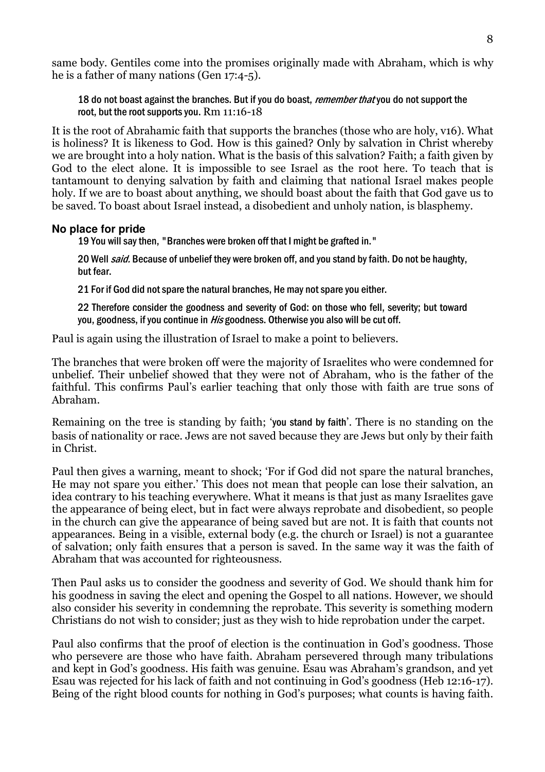same body. Gentiles come into the promises originally made with Abraham, which is why he is a father of many nations (Gen 17:4-5).

> 18 do not boast against the branches. But if you do boast, *remember that* you do not support the root, but the root supports you. Rm 11:16-18

It is the root of Abrahamic faith that supports the branches (those who are holy, v16). What is holiness? It is likeness to God. How is this gained? Only by salvation in Christ whereby we are brought into a holy nation. What is the basis of this salvation? Faith; a faith given by God to the elect alone. It is impossible to see Israel as the root here. To teach that is tantamount to denying salvation by faith and claiming that national Israel makes people holy. If we are to boast about anything, we should boast about the faith that God gave us to be saved. To boast about Israel instead, a disobedient and unholy nation, is blasphemy.

### No place for pride

> 19 You will say then, "Branches were broken off that I might be grafted in."
>
> 20 Well *said.* Because of unbelief they were broken off, and you stand by faith. Do not be haughty, but fear.
>
> 21 For if God did not spare the natural branches, He may not spare you either.
>
> 22 Therefore consider the goodness and severity of God: on those who fell, severity; but toward you, goodness, if you continue in *His* goodness. Otherwise you also will be cut off.

Paul is again using the illustration of Israel to make a point to believers.

The branches that were broken off were the majority of Israelites who were condemned for unbelief. Their unbelief showed that they were not of Abraham, who is the father of the faithful. This confirms Paul's earlier teaching that only those with faith are true sons of Abraham.

Remaining on the tree is standing by faith; 'you stand by faith'. There is no standing on the basis of nationality or race. Jews are not saved because they are Jews but only by their faith in Christ.

Paul then gives a warning, meant to shock; 'For if God did not spare the natural branches, He may not spare you either.' This does not mean that people can lose their salvation, an idea contrary to his teaching everywhere. What it means is that just as many Israelites gave the appearance of being elect, but in fact were always reprobate and disobedient, so people in the church can give the appearance of being saved but are not. It is faith that counts not appearances. Being in a visible, external body (e.g. the church or Israel) is not a guarantee of salvation; only faith ensures that a person is saved. In the same way it was the faith of Abraham that was accounted for righteousness.

Then Paul asks us to consider the goodness and severity of God. We should thank him for his goodness in saving the elect and opening the Gospel to all nations. However, we should also consider his severity in condemning the reprobate. This severity is something modern Christians do not wish to consider; just as they wish to hide reprobation under the carpet.

Paul also confirms that the proof of election is the continuation in God's goodness. Those who persevere are those who have faith. Abraham persevered through many tribulations and kept in God's goodness. His faith was genuine. Esau was Abraham's grandson, and yet Esau was rejected for his lack of faith and not continuing in God's goodness (Heb 12:16-17). Being of the right blood counts for nothing in God's purposes; what counts is having faith.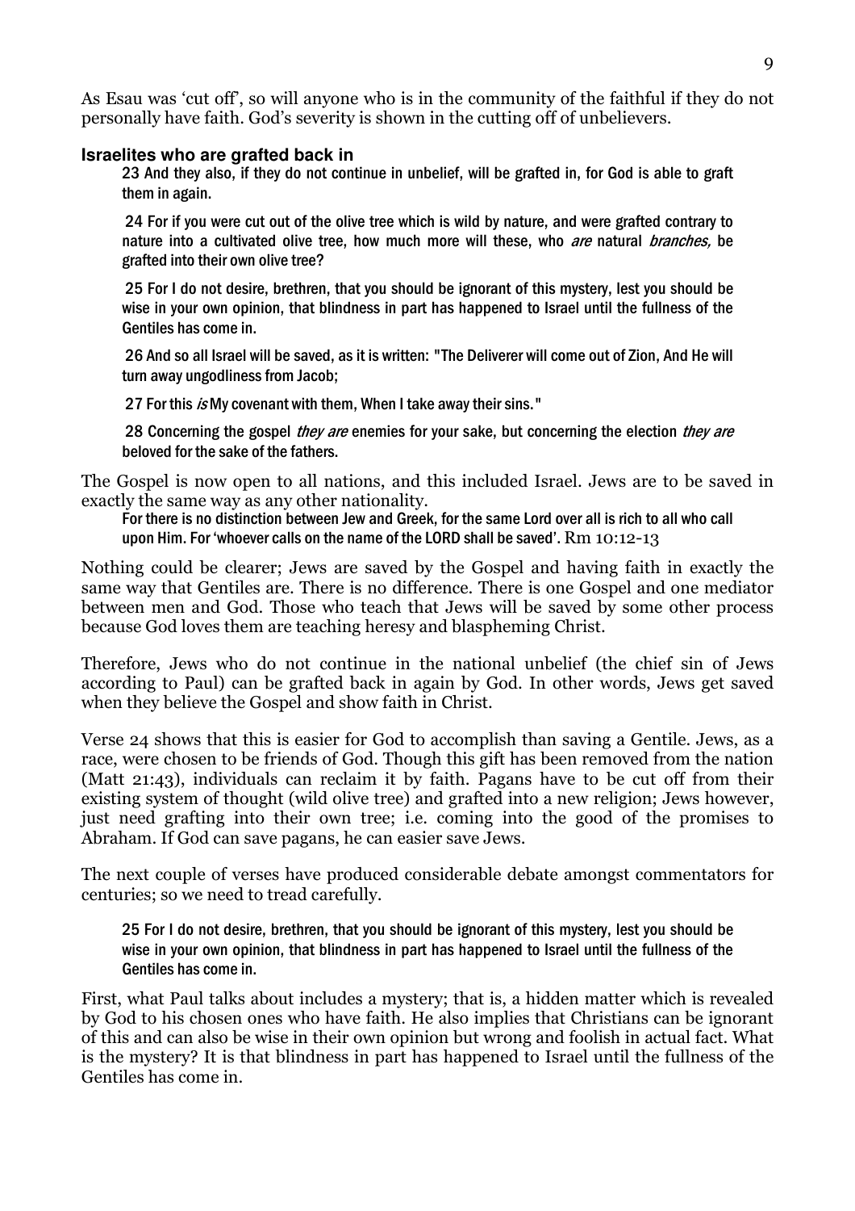As Esau was 'cut off', so will anyone who is in the community of the faithful if they do not personally have faith. God's severity is shown in the cutting off of unbelievers.

### Israelites who are grafted back in

> 23 And they also, if they do not continue in unbelief, will be grafted in, for God is able to graft them in again.
>
> 24 For if you were cut out of the olive tree which is wild by nature, and were grafted contrary to nature into a cultivated olive tree, how much more will these, who *are* natural *branches,* be grafted into their own olive tree?
>
> 25 For I do not desire, brethren, that you should be ignorant of this mystery, lest you should be wise in your own opinion, that blindness in part has happened to Israel until the fullness of the Gentiles has come in.
>
> 26 And so all Israel will be saved, as it is written: "The Deliverer will come out of Zion, And He will turn away ungodliness from Jacob;
>
> 27 For this *is* My covenant with them, When I take away their sins."
>
> 28 Concerning the gospel *they are* enemies for your sake, but concerning the election *they are* beloved for the sake of the fathers.

The Gospel is now open to all nations, and this included Israel. Jews are to be saved in exactly the same way as any other nationality.

> For there is no distinction between Jew and Greek, for the same Lord over all is rich to all who call upon Him. For 'whoever calls on the name of the LORD shall be saved'. Rm 10:12-13

Nothing could be clearer; Jews are saved by the Gospel and having faith in exactly the same way that Gentiles are. There is no difference. There is one Gospel and one mediator between men and God. Those who teach that Jews will be saved by some other process because God loves them are teaching heresy and blaspheming Christ.

Therefore, Jews who do not continue in the national unbelief (the chief sin of Jews according to Paul) can be grafted back in again by God. In other words, Jews get saved when they believe the Gospel and show faith in Christ.

Verse 24 shows that this is easier for God to accomplish than saving a Gentile. Jews, as a race, were chosen to be friends of God. Though this gift has been removed from the nation (Matt 21:43), individuals can reclaim it by faith. Pagans have to be cut off from their existing system of thought (wild olive tree) and grafted into a new religion; Jews however, just need grafting into their own tree; i.e. coming into the good of the promises to Abraham. If God can save pagans, he can easier save Jews.

The next couple of verses have produced considerable debate amongst commentators for centuries; so we need to tread carefully.

> 25 For I do not desire, brethren, that you should be ignorant of this mystery, lest you should be wise in your own opinion, that blindness in part has happened to Israel until the fullness of the Gentiles has come in.

First, what Paul talks about includes a mystery; that is, a hidden matter which is revealed by God to his chosen ones who have faith. He also implies that Christians can be ignorant of this and can also be wise in their own opinion but wrong and foolish in actual fact. What is the mystery? It is that blindness in part has happened to Israel until the fullness of the Gentiles has come in.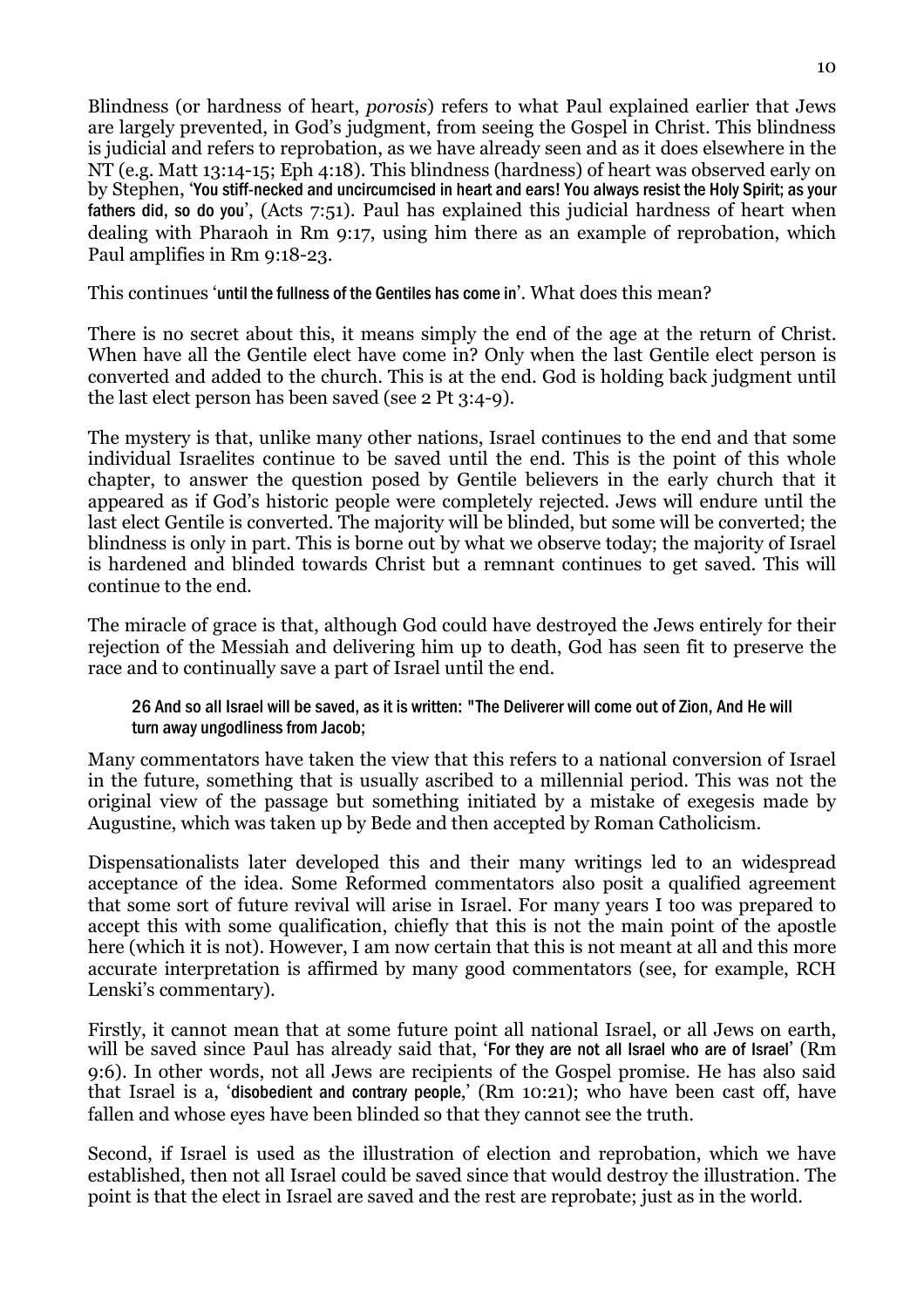Blindness (or hardness of heart, *porosis*) refers to what Paul explained earlier that Jews are largely prevented, in God's judgment, from seeing the Gospel in Christ. This blindness is judicial and refers to reprobation, as we have already seen and as it does elsewhere in the NT (e.g. Matt 13:14-15; Eph 4:18). This blindness (hardness) of heart was observed early on by Stephen, 'You stiff-necked and uncircumcised in heart and ears! You always resist the Holy Spirit; as your fathers did, so do you', (Acts 7:51). Paul has explained this judicial hardness of heart when dealing with Pharaoh in Rm 9:17, using him there as an example of reprobation, which Paul amplifies in Rm 9:18-23.

This continues 'until the fullness of the Gentiles has come in'. What does this mean?

There is no secret about this, it means simply the end of the age at the return of Christ. When have all the Gentile elect have come in? Only when the last Gentile elect person is converted and added to the church. This is at the end. God is holding back judgment until the last elect person has been saved (see 2 Pt 3:4-9).

The mystery is that, unlike many other nations, Israel continues to the end and that some individual Israelites continue to be saved until the end. This is the point of this whole chapter, to answer the question posed by Gentile believers in the early church that it appeared as if God's historic people were completely rejected. Jews will endure until the last elect Gentile is converted. The majority will be blinded, but some will be converted; the blindness is only in part. This is borne out by what we observe today; the majority of Israel is hardened and blinded towards Christ but a remnant continues to get saved. This will continue to the end.

The miracle of grace is that, although God could have destroyed the Jews entirely for their rejection of the Messiah and delivering him up to death, God has seen fit to preserve the race and to continually save a part of Israel until the end.

> 26 And so all Israel will be saved, as it is written: "The Deliverer will come out of Zion, And He will turn away ungodliness from Jacob;

Many commentators have taken the view that this refers to a national conversion of Israel in the future, something that is usually ascribed to a millennial period. This was not the original view of the passage but something initiated by a mistake of exegesis made by Augustine, which was taken up by Bede and then accepted by Roman Catholicism.

Dispensationalists later developed this and their many writings led to an widespread acceptance of the idea. Some Reformed commentators also posit a qualified agreement that some sort of future revival will arise in Israel. For many years I too was prepared to accept this with some qualification, chiefly that this is not the main point of the apostle here (which it is not). However, I am now certain that this is not meant at all and this more accurate interpretation is affirmed by many good commentators (see, for example, RCH Lenski's commentary).

Firstly, it cannot mean that at some future point all national Israel, or all Jews on earth, will be saved since Paul has already said that, 'For they are not all Israel who are of Israel' (Rm 9:6). In other words, not all Jews are recipients of the Gospel promise. He has also said that Israel is a, 'disobedient and contrary people,' (Rm 10:21); who have been cast off, have fallen and whose eyes have been blinded so that they cannot see the truth.

Second, if Israel is used as the illustration of election and reprobation, which we have established, then not all Israel could be saved since that would destroy the illustration. The point is that the elect in Israel are saved and the rest are reprobate; just as in the world.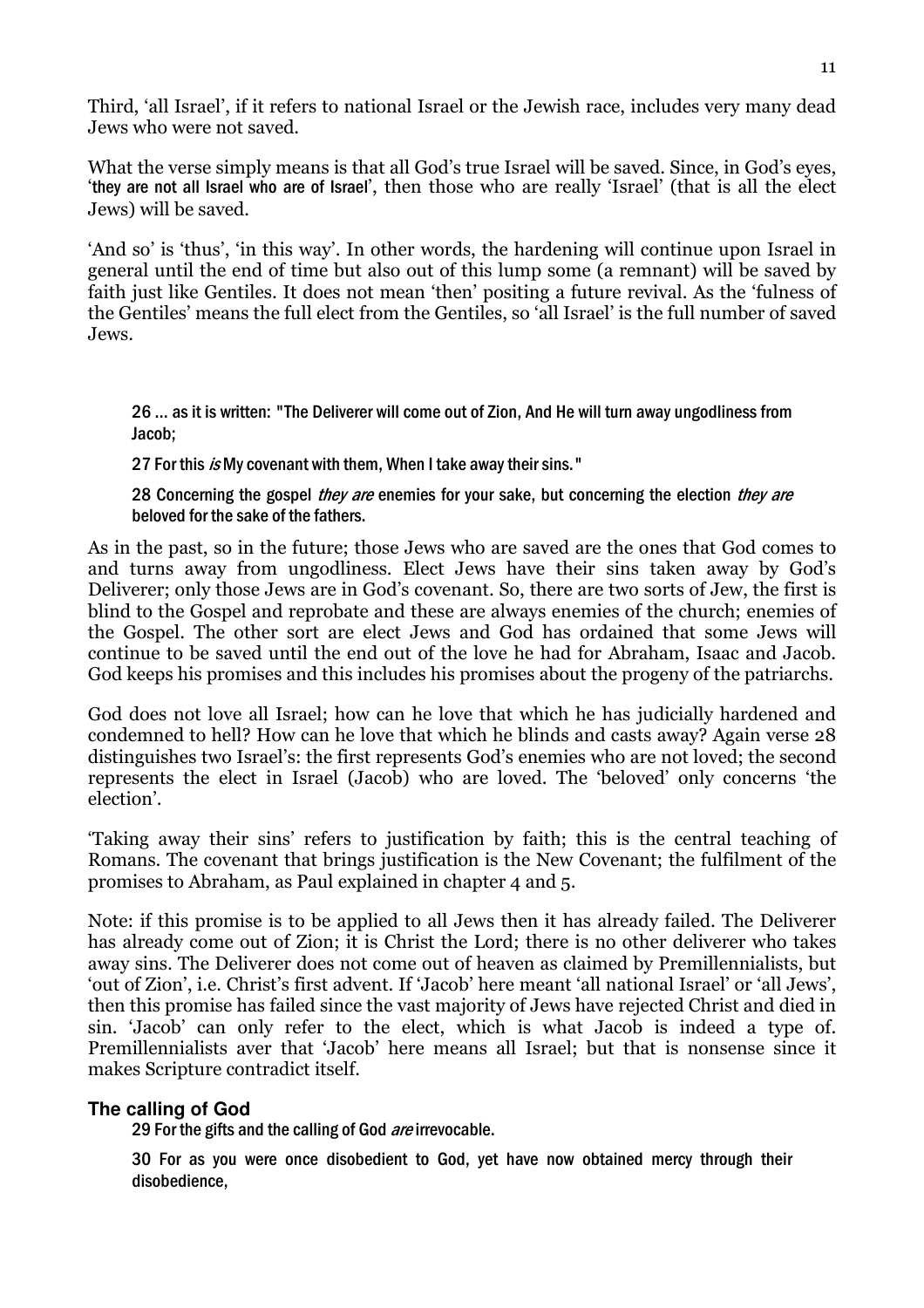Third, 'all Israel', if it refers to national Israel or the Jewish race, includes very many dead Jews who were not saved.

What the verse simply means is that all God's true Israel will be saved. Since, in God's eyes, 'they are not all Israel who are of Israel', then those who are really 'Israel' (that is all the elect Jews) will be saved.

'And so' is 'thus', 'in this way'. In other words, the hardening will continue upon Israel in general until the end of time but also out of this lump some (a remnant) will be saved by faith just like Gentiles. It does not mean 'then' positing a future revival. As the 'fulness of the Gentiles' means the full elect from the Gentiles, so 'all Israel' is the full number of saved Jews.

> 26 … as it is written: "The Deliverer will come out of Zion, And He will turn away ungodliness from Jacob;
>
> 27 For this *is* My covenant with them, When I take away their sins."
>
> 28 Concerning the gospel *they are* enemies for your sake, but concerning the election *they are* beloved for the sake of the fathers.

As in the past, so in the future; those Jews who are saved are the ones that God comes to and turns away from ungodliness. Elect Jews have their sins taken away by God's Deliverer; only those Jews are in God's covenant. So, there are two sorts of Jew, the first is blind to the Gospel and reprobate and these are always enemies of the church; enemies of the Gospel. The other sort are elect Jews and God has ordained that some Jews will continue to be saved until the end out of the love he had for Abraham, Isaac and Jacob. God keeps his promises and this includes his promises about the progeny of the patriarchs.

God does not love all Israel; how can he love that which he has judicially hardened and condemned to hell? How can he love that which he blinds and casts away? Again verse 28 distinguishes two Israel's: the first represents God's enemies who are not loved; the second represents the elect in Israel (Jacob) who are loved. The 'beloved' only concerns 'the election'.

'Taking away their sins' refers to justification by faith; this is the central teaching of Romans. The covenant that brings justification is the New Covenant; the fulfilment of the promises to Abraham, as Paul explained in chapter 4 and 5.

Note: if this promise is to be applied to all Jews then it has already failed. The Deliverer has already come out of Zion; it is Christ the Lord; there is no other deliverer who takes away sins. The Deliverer does not come out of heaven as claimed by Premillennialists, but 'out of Zion', i.e. Christ's first advent. If 'Jacob' here meant 'all national Israel' or 'all Jews', then this promise has failed since the vast majority of Jews have rejected Christ and died in sin. 'Jacob' can only refer to the elect, which is what Jacob is indeed a type of. Premillennialists aver that 'Jacob' here means all Israel; but that is nonsense since it makes Scripture contradict itself.

### The calling of God

> 29 For the gifts and the calling of God *are* irrevocable.
>
> 30 For as you were once disobedient to God, yet have now obtained mercy through their disobedience,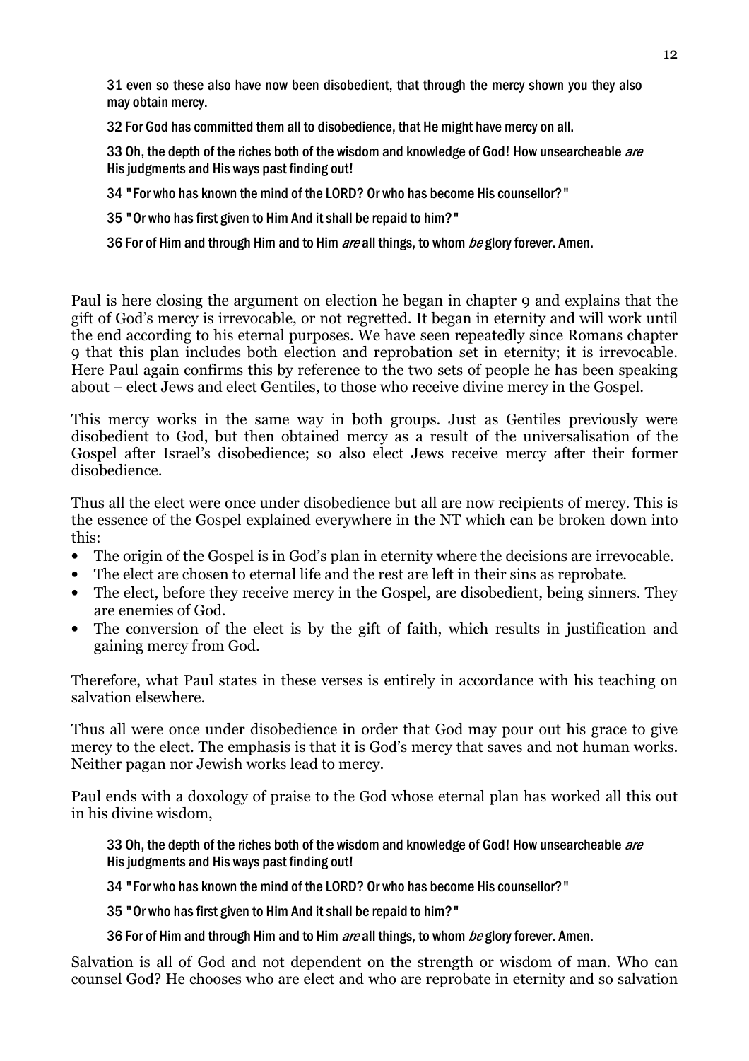31 even so these also have now been disobedient, that through the mercy shown you they also may obtain mercy.

32 For God has committed them all to disobedience, that He might have mercy on all.

33 Oh, the depth of the riches both of the wisdom and knowledge of God! How unsearcheable *are* His judgments and His ways past finding out!

34 "For who has known the mind of the LORD? Or who has become His counsellor?"

35 "Or who has first given to Him And it shall be repaid to him?"

36 For of Him and through Him and to Him *are* all things, to whom *be* glory forever. Amen.

Paul is here closing the argument on election he began in chapter 9 and explains that the gift of God's mercy is irrevocable, or not regretted. It began in eternity and will work until the end according to his eternal purposes. We have seen repeatedly since Romans chapter 9 that this plan includes both election and reprobation set in eternity; it is irrevocable. Here Paul again confirms this by reference to the two sets of people he has been speaking about – elect Jews and elect Gentiles, to those who receive divine mercy in the Gospel.

This mercy works in the same way in both groups. Just as Gentiles previously were disobedient to God, but then obtained mercy as a result of the universalisation of the Gospel after Israel's disobedience; so also elect Jews receive mercy after their former disobedience.

Thus all the elect were once under disobedience but all are now recipients of mercy. This is the essence of the Gospel explained everywhere in the NT which can be broken down into this:

- The origin of the Gospel is in God's plan in eternity where the decisions are irrevocable.
- The elect are chosen to eternal life and the rest are left in their sins as reprobate.
- The elect, before they receive mercy in the Gospel, are disobedient, being sinners. They are enemies of God.
- The conversion of the elect is by the gift of faith, which results in justification and gaining mercy from God.

Therefore, what Paul states in these verses is entirely in accordance with his teaching on salvation elsewhere.

Thus all were once under disobedience in order that God may pour out his grace to give mercy to the elect. The emphasis is that it is God's mercy that saves and not human works. Neither pagan nor Jewish works lead to mercy.

Paul ends with a doxology of praise to the God whose eternal plan has worked all this out in his divine wisdom,

33 Oh, the depth of the riches both of the wisdom and knowledge of God! How unsearcheable *are* His judgments and His ways past finding out!

34 "For who has known the mind of the LORD? Or who has become His counsellor?"

35 "Or who has first given to Him And it shall be repaid to him?"

36 For of Him and through Him and to Him *are* all things, to whom *be* glory forever. Amen.

Salvation is all of God and not dependent on the strength or wisdom of man. Who can counsel God? He chooses who are elect and who are reprobate in eternity and so salvation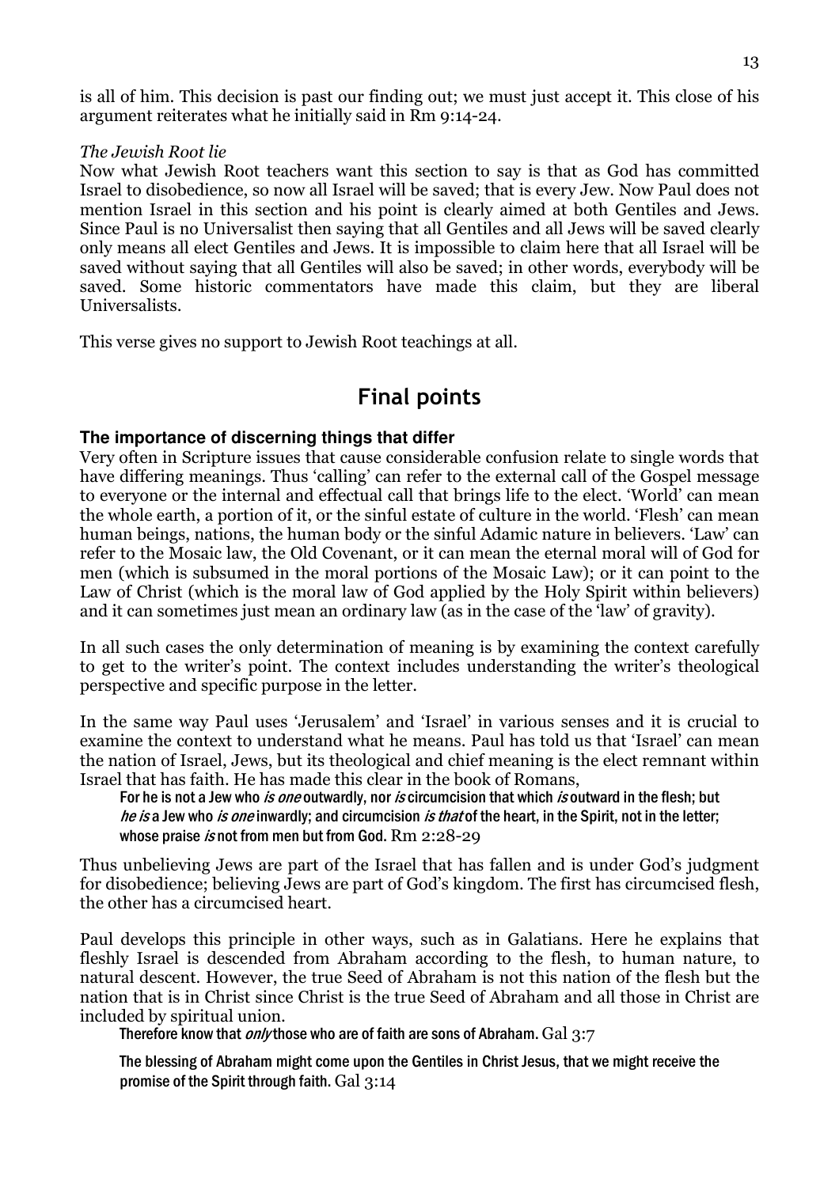is all of him. This decision is past our finding out; we must just accept it. This close of his argument reiterates what he initially said in Rm 9:14-24.

*The Jewish Root lie*

Now what Jewish Root teachers want this section to say is that as God has committed Israel to disobedience, so now all Israel will be saved; that is every Jew. Now Paul does not mention Israel in this section and his point is clearly aimed at both Gentiles and Jews. Since Paul is no Universalist then saying that all Gentiles and all Jews will be saved clearly only means all elect Gentiles and Jews. It is impossible to claim here that all Israel will be saved without saying that all Gentiles will also be saved; in other words, everybody will be saved. Some historic commentators have made this claim, but they are liberal Universalists.

This verse gives no support to Jewish Root teachings at all.

## Final points

### The importance of discerning things that differ

Very often in Scripture issues that cause considerable confusion relate to single words that have differing meanings. Thus 'calling' can refer to the external call of the Gospel message to everyone or the internal and effectual call that brings life to the elect. 'World' can mean the whole earth, a portion of it, or the sinful estate of culture in the world. 'Flesh' can mean human beings, nations, the human body or the sinful Adamic nature in believers. 'Law' can refer to the Mosaic law, the Old Covenant, or it can mean the eternal moral will of God for men (which is subsumed in the moral portions of the Mosaic Law); or it can point to the Law of Christ (which is the moral law of God applied by the Holy Spirit within believers) and it can sometimes just mean an ordinary law (as in the case of the 'law' of gravity).

In all such cases the only determination of meaning is by examining the context carefully to get to the writer's point. The context includes understanding the writer's theological perspective and specific purpose in the letter.

In the same way Paul uses 'Jerusalem' and 'Israel' in various senses and it is crucial to examine the context to understand what he means. Paul has told us that 'Israel' can mean the nation of Israel, Jews, but its theological and chief meaning is the elect remnant within Israel that has faith. He has made this clear in the book of Romans,

> For he is not a Jew who *is one* outwardly, nor *is* circumcision that which *is* outward in the flesh; but *he is* a Jew who *is one* inwardly; and circumcision *is that* of the heart, in the Spirit, not in the letter; whose praise *is* not from men but from God. Rm 2:28-29

Thus unbelieving Jews are part of the Israel that has fallen and is under God's judgment for disobedience; believing Jews are part of God's kingdom. The first has circumcised flesh, the other has a circumcised heart.

Paul develops this principle in other ways, such as in Galatians. Here he explains that fleshly Israel is descended from Abraham according to the flesh, to human nature, to natural descent. However, the true Seed of Abraham is not this nation of the flesh but the nation that is in Christ since Christ is the true Seed of Abraham and all those in Christ are included by spiritual union.

> Therefore know that *only* those who are of faith are sons of Abraham. Gal 3:7

> The blessing of Abraham might come upon the Gentiles in Christ Jesus, that we might receive the promise of the Spirit through faith. Gal 3:14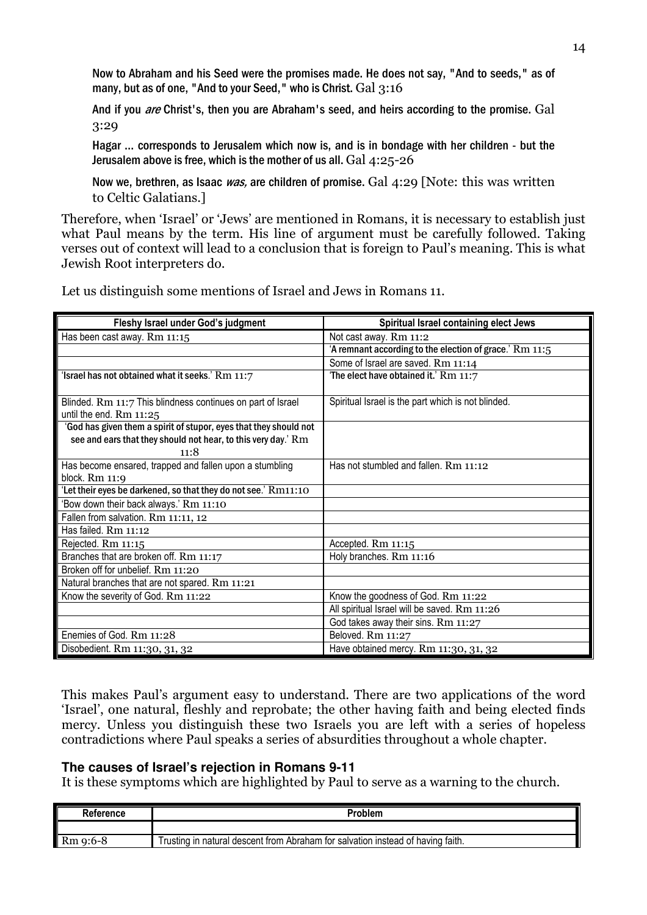**Now to Abraham and his Seed were the promises made. He does not say, "And to seeds," as of many, but as of one, "And to your Seed," who is Christ.** Gal 3:16

**And if you *are* Christ's, then you are Abraham's seed, and heirs according to the promise.** Gal 3:29

**Hagar ... corresponds to Jerusalem which now is, and is in bondage with her children - but the Jerusalem above is free, which is the mother of us all.** Gal 4:25-26

**Now we, brethren, as Isaac *was,* are children of promise.** Gal 4:29 [Note: this was written to Celtic Galatians.]

Therefore, when 'Israel' or 'Jews' are mentioned in Romans, it is necessary to establish just what Paul means by the term. His line of argument must be carefully followed. Taking verses out of context will lead to a conclusion that is foreign to Paul's meaning. This is what Jewish Root interpreters do.

Let us distinguish some mentions of Israel and Jews in Romans 11.

| Fleshy Israel under God's judgment | Spiritual Israel containing elect Jews |
|---|---|
| Has been cast away. Rm 11:15 | Not cast away. Rm 11:2 |
| | '**A remnant according to the election of grace**.' Rm 11:5 |
| | Some of Israel are saved. Rm 11:14 |
| '**Israel has not obtained what it seeks**.' Rm 11:7 | '**The elect have obtained it.**' Rm 11:7 |
| Blinded. Rm 11:7 This blindness continues on part of Israel until the end. Rm 11:25 | Spiritual Israel is the part which is not blinded. |
| '**God has given them a spirit of stupor, eyes that they should not see and ears that they should not hear, to this very day**.' Rm 11:8 | |
| Has become ensared, trapped and fallen upon a stumbling block. Rm 11:9 | Has not stumbled and fallen. Rm 11:12 |
| '**Let their eyes be darkened, so that they do not see**.' Rm11:10 | |
| 'Bow down their back always.' Rm 11:10 | |
| Fallen from salvation. Rm 11:11, 12 | |
| Has failed. Rm 11:12 | |
| Rejected. Rm 11:15 | Accepted. Rm 11:15 |
| Branches that are broken off. Rm 11:17 | Holy branches. Rm 11:16 |
| Broken off for unbelief. Rm 11:20 | |
| Natural branches that are not spared. Rm 11:21 | |
| Know the severity of God. Rm 11:22 | Know the goodness of God. Rm 11:22 |
| | All spiritual Israel will be saved. Rm 11:26 |
| | God takes away their sins. Rm 11:27 |
| Enemies of God. Rm 11:28 | Beloved. Rm 11:27 |
| Disobedient. Rm 11:30, 31, 32 | Have obtained mercy. Rm 11:30, 31, 32 |

This makes Paul's argument easy to understand. There are two applications of the word 'Israel', one natural, fleshly and reprobate; the other having faith and being elected finds mercy. Unless you distinguish these two Israels you are left with a series of hopeless contradictions where Paul speaks a series of absurdities throughout a whole chapter.

### The causes of Israel's rejection in Romans 9-11

It is these symptoms which are highlighted by Paul to serve as a warning to the church.

| Reference | Problem |
|---|---|
| | |
| Rm 9:6-8 | Trusting in natural descent from Abraham for salvation instead of having faith. |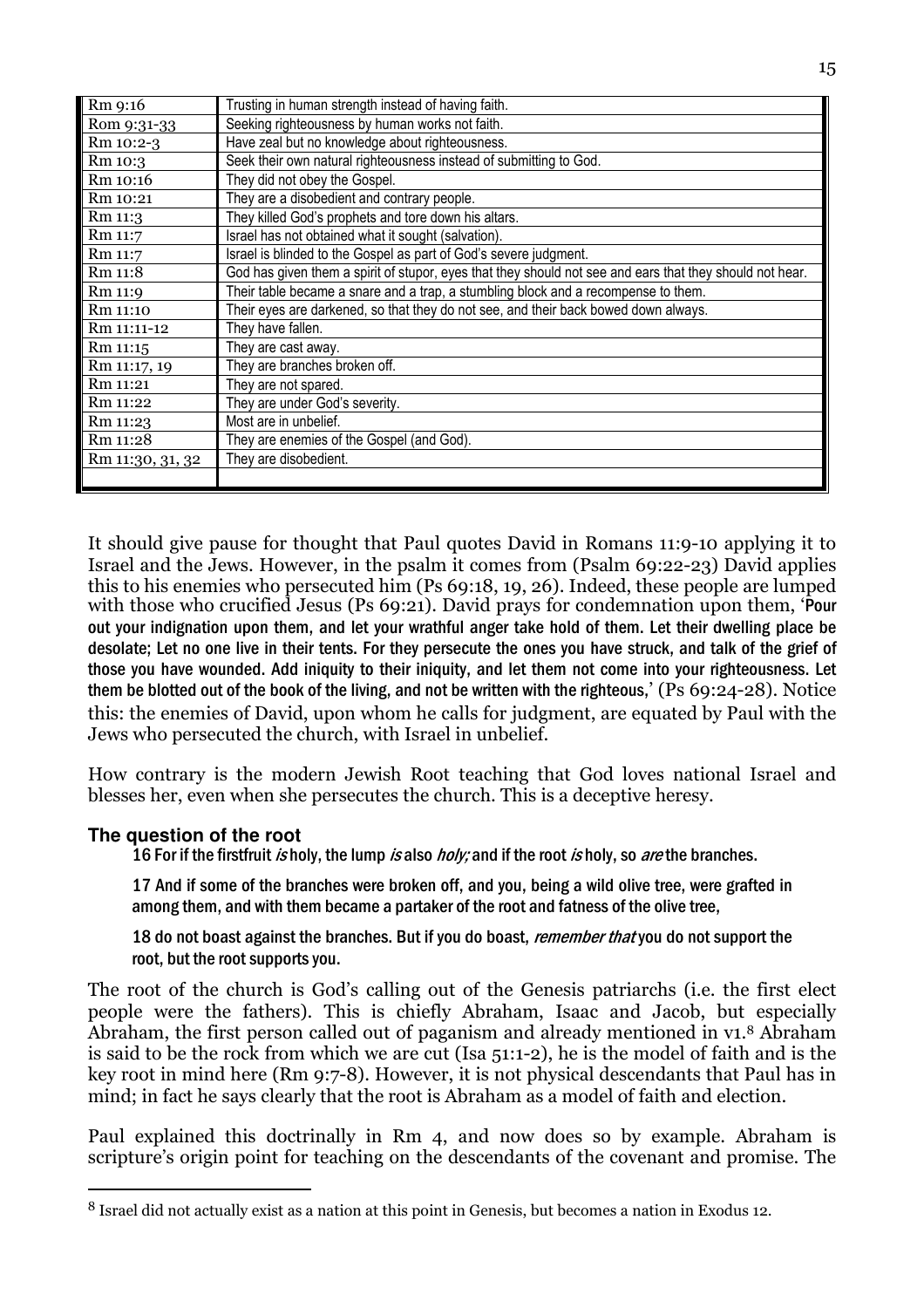| | |
|---|---|
| Rm 9:16 | Trusting in human strength instead of having faith. |
| Rom 9:31-33 | Seeking righteousness by human works not faith. |
| Rm 10:2-3 | Have zeal but no knowledge about righteousness. |
| Rm 10:3 | Seek their own natural righteousness instead of submitting to God. |
| Rm 10:16 | They did not obey the Gospel. |
| Rm 10:21 | They are a disobedient and contrary people. |
| Rm 11:3 | They killed God's prophets and tore down his altars. |
| Rm 11:7 | Israel has not obtained what it sought (salvation). |
| Rm 11:7 | Israel is blinded to the Gospel as part of God's severe judgment. |
| Rm 11:8 | God has given them a spirit of stupor, eyes that they should not see and ears that they should not hear. |
| Rm 11:9 | Their table became a snare and a trap, a stumbling block and a recompense to them. |
| Rm 11:10 | Their eyes are darkened, so that they do not see, and their back bowed down always. |
| Rm 11:11-12 | They have fallen. |
| Rm 11:15 | They are cast away. |
| Rm 11:17, 19 | They are branches broken off. |
| Rm 11:21 | They are not spared. |
| Rm 11:22 | They are under God's severity. |
| Rm 11:23 | Most are in unbelief. |
| Rm 11:28 | They are enemies of the Gospel (and God). |
| Rm 11:30, 31, 32 | They are disobedient. |
| | |

It should give pause for thought that Paul quotes David in Romans 11:9-10 applying it to Israel and the Jews. However, in the psalm it comes from (Psalm 69:22-23) David applies this to his enemies who persecuted him (Ps 69:18, 19, 26). Indeed, these people are lumped with those who crucified Jesus (Ps 69:21). David prays for condemnation upon them, 'Pour out your indignation upon them, and let your wrathful anger take hold of them. Let their dwelling place be desolate; Let no one live in their tents. For they persecute the ones you have struck, and talk of the grief of those you have wounded. Add iniquity to their iniquity, and let them not come into your righteousness. Let them be blotted out of the book of the living, and not be written with the righteous,' (Ps 69:24-28). Notice this: the enemies of David, upon whom he calls for judgment, are equated by Paul with the Jews who persecuted the church, with Israel in unbelief.

How contrary is the modern Jewish Root teaching that God loves national Israel and blesses her, even when she persecutes the church. This is a deceptive heresy.

### The question of the root

> 16 For if the firstfruit *is* holy, the lump *is* also *holy;* and if the root *is* holy, so *are* the branches.
>
> 17 And if some of the branches were broken off, and you, being a wild olive tree, were grafted in among them, and with them became a partaker of the root and fatness of the olive tree,
>
> 18 do not boast against the branches. But if you do boast, *remember that* you do not support the root, but the root supports you.

The root of the church is God's calling out of the Genesis patriarchs (i.e. the first elect people were the fathers). This is chiefly Abraham, Isaac and Jacob, but especially Abraham, the first person called out of paganism and already mentioned in v1.[8] Abraham is said to be the rock from which we are cut (Isa 51:1-2), he is the model of faith and is the key root in mind here (Rm 9:7-8). However, it is not physical descendants that Paul has in mind; in fact he says clearly that the root is Abraham as a model of faith and election.

Paul explained this doctrinally in Rm 4, and now does so by example. Abraham is scripture's origin point for teaching on the descendants of the covenant and promise. The

[8] Israel did not actually exist as a nation at this point in Genesis, but becomes a nation in Exodus 12.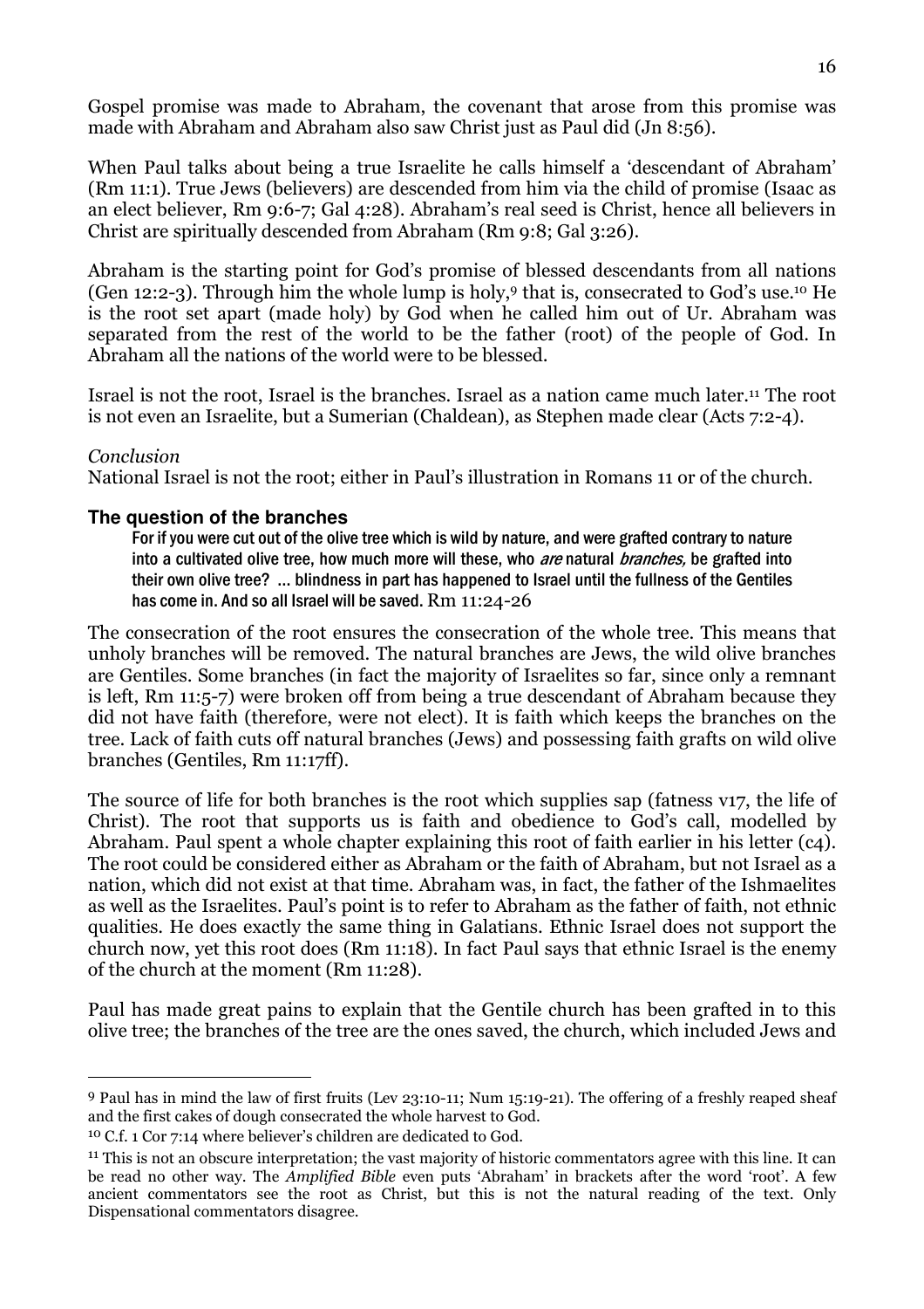Gospel promise was made to Abraham, the covenant that arose from this promise was made with Abraham and Abraham also saw Christ just as Paul did (Jn 8:56).

When Paul talks about being a true Israelite he calls himself a 'descendant of Abraham' (Rm 11:1). True Jews (believers) are descended from him via the child of promise (Isaac as an elect believer, Rm 9:6-7; Gal 4:28). Abraham's real seed is Christ, hence all believers in Christ are spiritually descended from Abraham (Rm 9:8; Gal 3:26).

Abraham is the starting point for God's promise of blessed descendants from all nations (Gen 12:2-3). Through him the whole lump is holy,[9] that is, consecrated to God's use.[10] He is the root set apart (made holy) by God when he called him out of Ur. Abraham was separated from the rest of the world to be the father (root) of the people of God. In Abraham all the nations of the world were to be blessed.

Israel is not the root, Israel is the branches. Israel as a nation came much later.[11] The root is not even an Israelite, but a Sumerian (Chaldean), as Stephen made clear (Acts 7:2-4).

*Conclusion*

National Israel is not the root; either in Paul's illustration in Romans 11 or of the church.

### The question of the branches

> For if you were cut out of the olive tree which is wild by nature, and were grafted contrary to nature into a cultivated olive tree, how much more will these, who *are* natural *branches,* be grafted into their own olive tree? … blindness in part has happened to Israel until the fullness of the Gentiles has come in. And so all Israel will be saved. Rm 11:24-26

The consecration of the root ensures the consecration of the whole tree. This means that unholy branches will be removed. The natural branches are Jews, the wild olive branches are Gentiles. Some branches (in fact the majority of Israelites so far, since only a remnant is left, Rm 11:5-7) were broken off from being a true descendant of Abraham because they did not have faith (therefore, were not elect). It is faith which keeps the branches on the tree. Lack of faith cuts off natural branches (Jews) and possessing faith grafts on wild olive branches (Gentiles, Rm 11:17ff).

The source of life for both branches is the root which supplies sap (fatness v17, the life of Christ). The root that supports us is faith and obedience to God's call, modelled by Abraham. Paul spent a whole chapter explaining this root of faith earlier in his letter (c4). The root could be considered either as Abraham or the faith of Abraham, but not Israel as a nation, which did not exist at that time. Abraham was, in fact, the father of the Ishmaelites as well as the Israelites. Paul's point is to refer to Abraham as the father of faith, not ethnic qualities. He does exactly the same thing in Galatians. Ethnic Israel does not support the church now, yet this root does (Rm 11:18). In fact Paul says that ethnic Israel is the enemy of the church at the moment (Rm 11:28).

Paul has made great pains to explain that the Gentile church has been grafted in to this olive tree; the branches of the tree are the ones saved, the church, which included Jews and

---

[9] Paul has in mind the law of first fruits (Lev 23:10-11; Num 15:19-21). The offering of a freshly reaped sheaf and the first cakes of dough consecrated the whole harvest to God.

[10] C.f. 1 Cor 7:14 where believer's children are dedicated to God.

[11] This is not an obscure interpretation; the vast majority of historic commentators agree with this line. It can be read no other way. The *Amplified Bible* even puts 'Abraham' in brackets after the word 'root'. A few ancient commentators see the root as Christ, but this is not the natural reading of the text. Only Dispensational commentators disagree.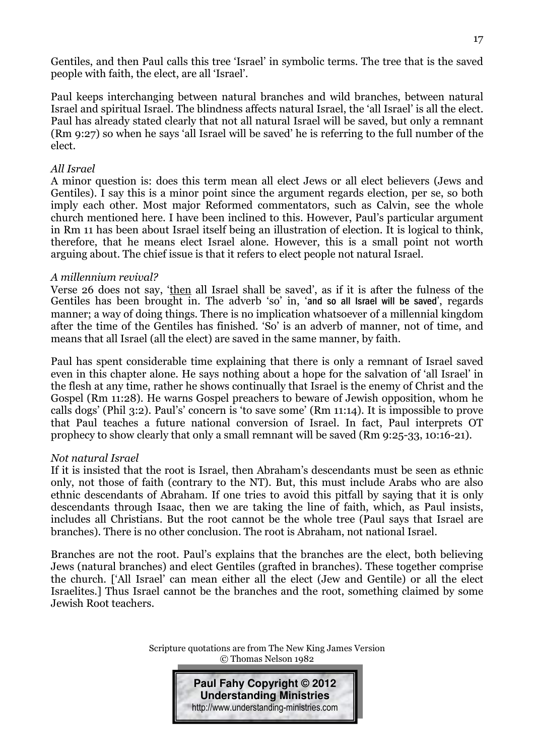Gentiles, and then Paul calls this tree 'Israel' in symbolic terms. The tree that is the saved people with faith, the elect, are all 'Israel'.

Paul keeps interchanging between natural branches and wild branches, between natural Israel and spiritual Israel. The blindness affects natural Israel, the 'all Israel' is all the elect. Paul has already stated clearly that not all natural Israel will be saved, but only a remnant (Rm 9:27) so when he says 'all Israel will be saved' he is referring to the full number of the elect.

*All Israel*
A minor question is: does this term mean all elect Jews or all elect believers (Jews and Gentiles). I say this is a minor point since the argument regards election, per se, so both imply each other. Most major Reformed commentators, such as Calvin, see the whole church mentioned here. I have been inclined to this. However, Paul's particular argument in Rm 11 has been about Israel itself being an illustration of election. It is logical to think, therefore, that he means elect Israel alone. However, this is a small point not worth arguing about. The chief issue is that it refers to elect people not natural Israel.

*A millennium revival?*
Verse 26 does not say, '<u>then</u> all Israel shall be saved', as if it is after the fulness of the Gentiles has been brought in. The adverb 'so' in, '**and so all Israel will be saved**', regards manner; a way of doing things. There is no implication whatsoever of a millennial kingdom after the time of the Gentiles has finished. 'So' is an adverb of manner, not of time, and means that all Israel (all the elect) are saved in the same manner, by faith.

Paul has spent considerable time explaining that there is only a remnant of Israel saved even in this chapter alone. He says nothing about a hope for the salvation of 'all Israel' in the flesh at any time, rather he shows continually that Israel is the enemy of Christ and the Gospel (Rm 11:28). He warns Gospel preachers to beware of Jewish opposition, whom he calls dogs' (Phil 3:2). Paul's' concern is 'to save some' (Rm 11:14). It is impossible to prove that Paul teaches a future national conversion of Israel. In fact, Paul interprets OT prophecy to show clearly that only a small remnant will be saved (Rm 9:25-33, 10:16-21).

*Not natural Israel*
If it is insisted that the root is Israel, then Abraham's descendants must be seen as ethnic only, not those of faith (contrary to the NT). But, this must include Arabs who are also ethnic descendants of Abraham. If one tries to avoid this pitfall by saying that it is only descendants through Isaac, then we are taking the line of faith, which, as Paul insists, includes all Christians. But the root cannot be the whole tree (Paul says that Israel are branches). There is no other conclusion. The root is Abraham, not national Israel.

Branches are not the root. Paul's explains that the branches are the elect, both believing Jews (natural branches) and elect Gentiles (grafted in branches). These together comprise the church. ['All Israel' can mean either all the elect (Jew and Gentile) or all the elect Israelites.] Thus Israel cannot be the branches and the root, something claimed by some Jewish Root teachers.

Scripture quotations are from The New King James Version
© Thomas Nelson 1982

**Paul Fahy Copyright © 2012**
**Understanding Ministries**
http://www.understanding-ministries.com